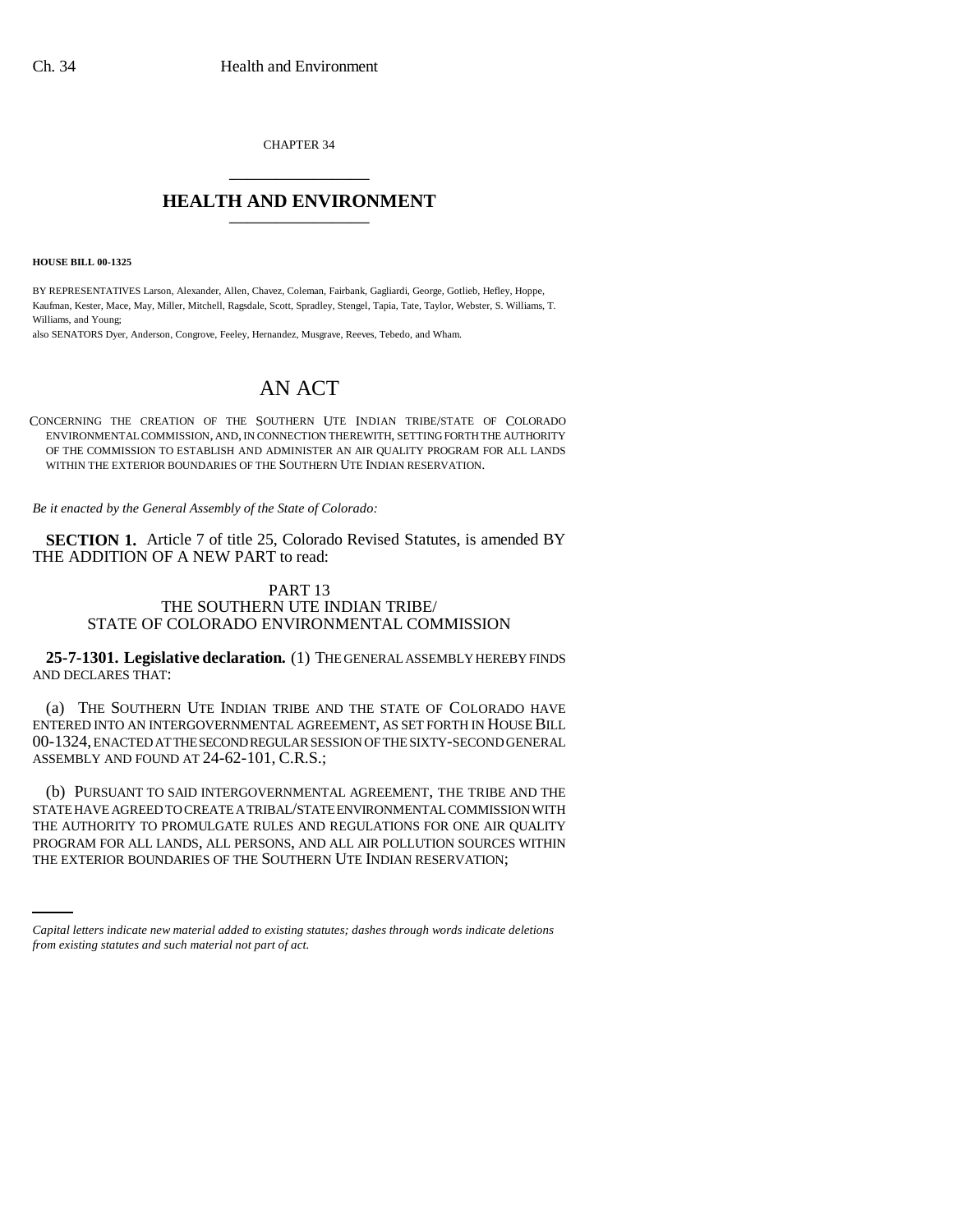CHAPTER 34

# HEALTH AND ENVIRONMENT

**HOUSE BILL 00-1325**

BY REPRESENTATIVES Larson, Alexander, Allen, Chavez, Coleman, Fairbank, Gagliardi, George, Gotlieb, Hefley, Hoppe, Kaufman, Kester, Mace, May, Miller, Mitchell, Ragsdale, Scott, Spradley, Stengel, Tapia, Tate, Taylor, Webster, S. Williams, T. Williams, and Young;

also SENATORS Dyer, Anderson, Congrove, Feeley, Hernandez, Musgrave, Reeves, Tebedo, and Wham.

# AN ACT

CONCERNING THE CREATION OF THE SOUTHERN UTE INDIAN TRIBE/STATE OF COLORADO ENVIRONMENTAL COMMISSION, AND, IN CONNECTION THEREWITH, SETTING FORTH THE AUTHORITY OF THE COMMISSION TO ESTABLISH AND ADMINISTER AN AIR QUALITY PROGRAM FOR ALL LANDS WITHIN THE EXTERIOR BOUNDARIES OF THE SOUTHERN UTE INDIAN RESERVATION.

*Be it enacted by the General Assembly of the State of Colorado:*

**SECTION 1.** Article 7 of title 25, Colorado Revised Statutes, is amended BY THE ADDITION OF A NEW PART to read:

PART 13
THE SOUTHERN UTE INDIAN TRIBE/
STATE OF COLORADO ENVIRONMENTAL COMMISSION

**25-7-1301. Legislative declaration.** (1) THE GENERAL ASSEMBLY HEREBY FINDS AND DECLARES THAT:

(a) THE SOUTHERN UTE INDIAN TRIBE AND THE STATE OF COLORADO HAVE ENTERED INTO AN INTERGOVERNMENTAL AGREEMENT, AS SET FORTH IN HOUSE BILL 00-1324, ENACTED AT THE SECOND REGULAR SESSION OF THE SIXTY-SECOND GENERAL ASSEMBLY AND FOUND AT 24-62-101, C.R.S.;

(b) PURSUANT TO SAID INTERGOVERNMENTAL AGREEMENT, THE TRIBE AND THE STATE HAVE AGREED TO CREATE A TRIBAL/STATE ENVIRONMENTAL COMMISSION WITH THE AUTHORITY TO PROMULGATE RULES AND REGULATIONS FOR ONE AIR QUALITY PROGRAM FOR ALL LANDS, ALL PERSONS, AND ALL AIR POLLUTION SOURCES WITHIN THE EXTERIOR BOUNDARIES OF THE SOUTHERN UTE INDIAN RESERVATION;

*Capital letters indicate new material added to existing statutes; dashes through words indicate deletions from existing statutes and such material not part of act.*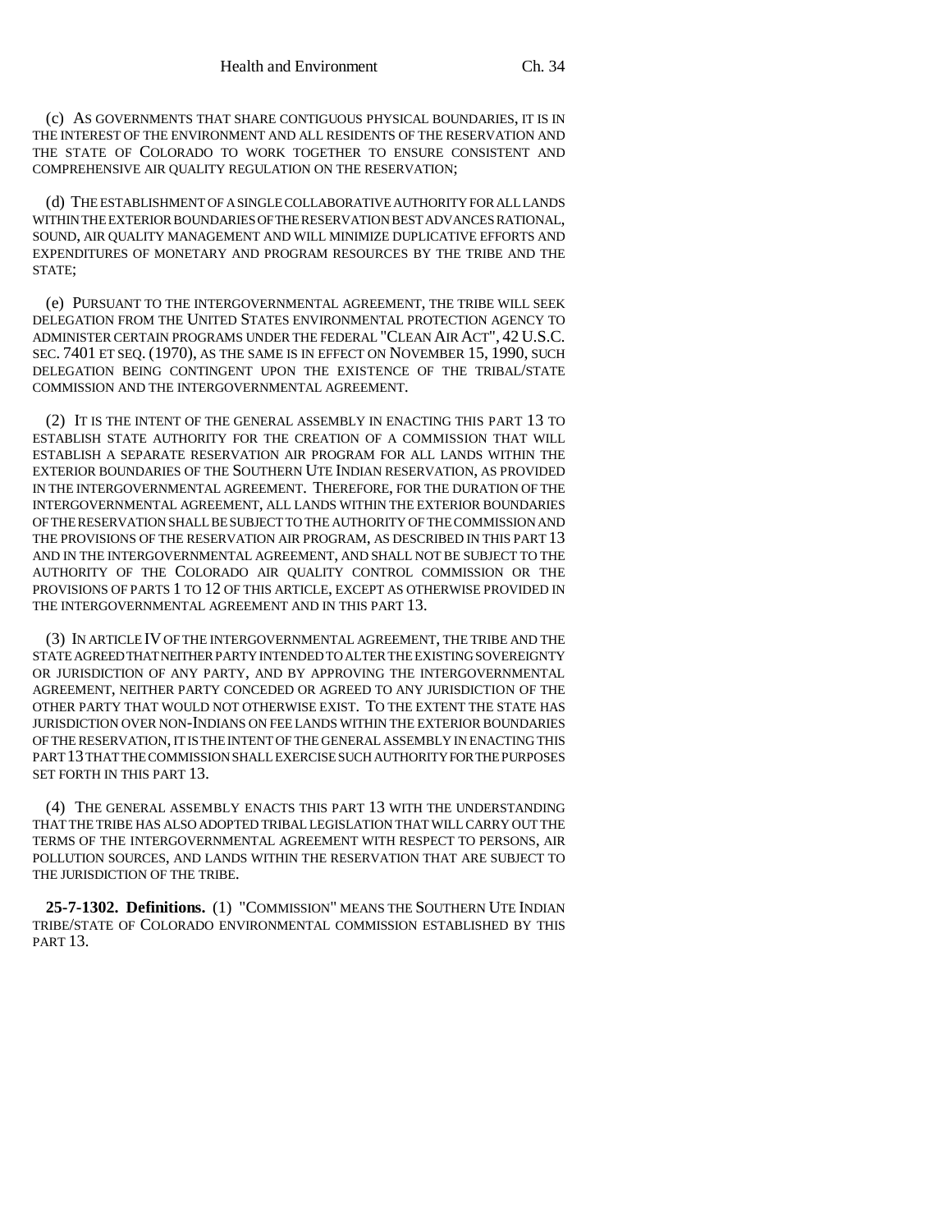(c) AS GOVERNMENTS THAT SHARE CONTIGUOUS PHYSICAL BOUNDARIES, IT IS IN THE INTEREST OF THE ENVIRONMENT AND ALL RESIDENTS OF THE RESERVATION AND THE STATE OF COLORADO TO WORK TOGETHER TO ENSURE CONSISTENT AND COMPREHENSIVE AIR QUALITY REGULATION ON THE RESERVATION;

(d) THE ESTABLISHMENT OF A SINGLE COLLABORATIVE AUTHORITY FOR ALL LANDS WITHIN THE EXTERIOR BOUNDARIES OF THE RESERVATION BEST ADVANCES RATIONAL, SOUND, AIR QUALITY MANAGEMENT AND WILL MINIMIZE DUPLICATIVE EFFORTS AND EXPENDITURES OF MONETARY AND PROGRAM RESOURCES BY THE TRIBE AND THE STATE;

(e) PURSUANT TO THE INTERGOVERNMENTAL AGREEMENT, THE TRIBE WILL SEEK DELEGATION FROM THE UNITED STATES ENVIRONMENTAL PROTECTION AGENCY TO ADMINISTER CERTAIN PROGRAMS UNDER THE FEDERAL "CLEAN AIR ACT", 42 U.S.C. SEC. 7401 ET SEQ. (1970), AS THE SAME IS IN EFFECT ON NOVEMBER 15, 1990, SUCH DELEGATION BEING CONTINGENT UPON THE EXISTENCE OF THE TRIBAL/STATE COMMISSION AND THE INTERGOVERNMENTAL AGREEMENT.

(2) IT IS THE INTENT OF THE GENERAL ASSEMBLY IN ENACTING THIS PART 13 TO ESTABLISH STATE AUTHORITY FOR THE CREATION OF A COMMISSION THAT WILL ESTABLISH A SEPARATE RESERVATION AIR PROGRAM FOR ALL LANDS WITHIN THE EXTERIOR BOUNDARIES OF THE SOUTHERN UTE INDIAN RESERVATION, AS PROVIDED IN THE INTERGOVERNMENTAL AGREEMENT. THEREFORE, FOR THE DURATION OF THE INTERGOVERNMENTAL AGREEMENT, ALL LANDS WITHIN THE EXTERIOR BOUNDARIES OF THE RESERVATION SHALL BE SUBJECT TO THE AUTHORITY OF THE COMMISSION AND THE PROVISIONS OF THE RESERVATION AIR PROGRAM, AS DESCRIBED IN THIS PART 13 AND IN THE INTERGOVERNMENTAL AGREEMENT, AND SHALL NOT BE SUBJECT TO THE AUTHORITY OF THE COLORADO AIR QUALITY CONTROL COMMISSION OR THE PROVISIONS OF PARTS 1 TO 12 OF THIS ARTICLE, EXCEPT AS OTHERWISE PROVIDED IN THE INTERGOVERNMENTAL AGREEMENT AND IN THIS PART 13.

(3) IN ARTICLE IV OF THE INTERGOVERNMENTAL AGREEMENT, THE TRIBE AND THE STATE AGREED THAT NEITHER PARTY INTENDED TO ALTER THE EXISTING SOVEREIGNTY OR JURISDICTION OF ANY PARTY, AND BY APPROVING THE INTERGOVERNMENTAL AGREEMENT, NEITHER PARTY CONCEDED OR AGREED TO ANY JURISDICTION OF THE OTHER PARTY THAT WOULD NOT OTHERWISE EXIST. TO THE EXTENT THE STATE HAS JURISDICTION OVER NON-INDIANS ON FEE LANDS WITHIN THE EXTERIOR BOUNDARIES OF THE RESERVATION, IT IS THE INTENT OF THE GENERAL ASSEMBLY IN ENACTING THIS PART 13 THAT THE COMMISSION SHALL EXERCISE SUCH AUTHORITY FOR THE PURPOSES SET FORTH IN THIS PART 13.

(4) THE GENERAL ASSEMBLY ENACTS THIS PART 13 WITH THE UNDERSTANDING THAT THE TRIBE HAS ALSO ADOPTED TRIBAL LEGISLATION THAT WILL CARRY OUT THE TERMS OF THE INTERGOVERNMENTAL AGREEMENT WITH RESPECT TO PERSONS, AIR POLLUTION SOURCES, AND LANDS WITHIN THE RESERVATION THAT ARE SUBJECT TO THE JURISDICTION OF THE TRIBE.

**25-7-1302. Definitions.** (1) "COMMISSION" MEANS THE SOUTHERN UTE INDIAN TRIBE/STATE OF COLORADO ENVIRONMENTAL COMMISSION ESTABLISHED BY THIS PART 13.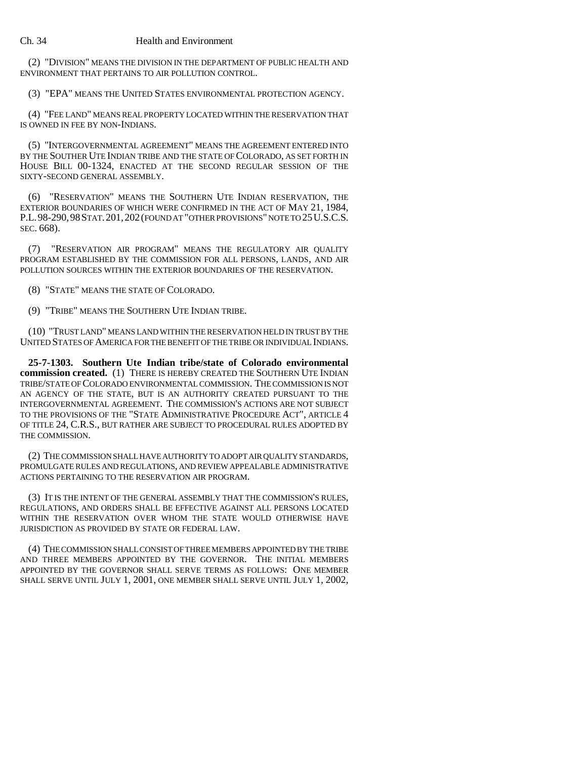(2) "DIVISION" MEANS THE DIVISION IN THE DEPARTMENT OF PUBLIC HEALTH AND ENVIRONMENT THAT PERTAINS TO AIR POLLUTION CONTROL.

(3) "EPA" MEANS THE UNITED STATES ENVIRONMENTAL PROTECTION AGENCY.

(4) "FEE LAND" MEANS REAL PROPERTY LOCATED WITHIN THE RESERVATION THAT IS OWNED IN FEE BY NON-INDIANS.

(5) "INTERGOVERNMENTAL AGREEMENT" MEANS THE AGREEMENT ENTERED INTO BY THE SOUTHER UTE INDIAN TRIBE AND THE STATE OF COLORADO, AS SET FORTH IN HOUSE BILL 00-1324, ENACTED AT THE SECOND REGULAR SESSION OF THE SIXTY-SECOND GENERAL ASSEMBLY.

(6) "RESERVATION" MEANS THE SOUTHERN UTE INDIAN RESERVATION, THE EXTERIOR BOUNDARIES OF WHICH WERE CONFIRMED IN THE ACT OF MAY 21, 1984, P.L. 98-290, 98 STAT. 201, 202 (FOUND AT "OTHER PROVISIONS" NOTE TO 25 U.S.C.S. SEC. 668).

(7) "RESERVATION AIR PROGRAM" MEANS THE REGULATORY AIR QUALITY PROGRAM ESTABLISHED BY THE COMMISSION FOR ALL PERSONS, LANDS, AND AIR POLLUTION SOURCES WITHIN THE EXTERIOR BOUNDARIES OF THE RESERVATION.

(8) "STATE" MEANS THE STATE OF COLORADO.

(9) "TRIBE" MEANS THE SOUTHERN UTE INDIAN TRIBE.

(10) "TRUST LAND" MEANS LAND WITHIN THE RESERVATION HELD IN TRUST BY THE UNITED STATES OF AMERICA FOR THE BENEFIT OF THE TRIBE OR INDIVIDUAL INDIANS.

**25-7-1303. Southern Ute Indian tribe/state of Colorado environmental commission created.** (1) THERE IS HEREBY CREATED THE SOUTHERN UTE INDIAN TRIBE/STATE OF COLORADO ENVIRONMENTAL COMMISSION. THE COMMISSION IS NOT AN AGENCY OF THE STATE, BUT IS AN AUTHORITY CREATED PURSUANT TO THE INTERGOVERNMENTAL AGREEMENT. THE COMMISSION'S ACTIONS ARE NOT SUBJECT TO THE PROVISIONS OF THE "STATE ADMINISTRATIVE PROCEDURE ACT", ARTICLE 4 OF TITLE 24, C.R.S., BUT RATHER ARE SUBJECT TO PROCEDURAL RULES ADOPTED BY THE COMMISSION.

(2) THE COMMISSION SHALL HAVE AUTHORITY TO ADOPT AIR QUALITY STANDARDS, PROMULGATE RULES AND REGULATIONS, AND REVIEW APPEALABLE ADMINISTRATIVE ACTIONS PERTAINING TO THE RESERVATION AIR PROGRAM.

(3) IT IS THE INTENT OF THE GENERAL ASSEMBLY THAT THE COMMISSION'S RULES, REGULATIONS, AND ORDERS SHALL BE EFFECTIVE AGAINST ALL PERSONS LOCATED WITHIN THE RESERVATION OVER WHOM THE STATE WOULD OTHERWISE HAVE JURISDICTION AS PROVIDED BY STATE OR FEDERAL LAW.

(4) THE COMMISSION SHALL CONSIST OF THREE MEMBERS APPOINTED BY THE TRIBE AND THREE MEMBERS APPOINTED BY THE GOVERNOR. THE INITIAL MEMBERS APPOINTED BY THE GOVERNOR SHALL SERVE TERMS AS FOLLOWS: ONE MEMBER SHALL SERVE UNTIL JULY 1, 2001, ONE MEMBER SHALL SERVE UNTIL JULY 1, 2002,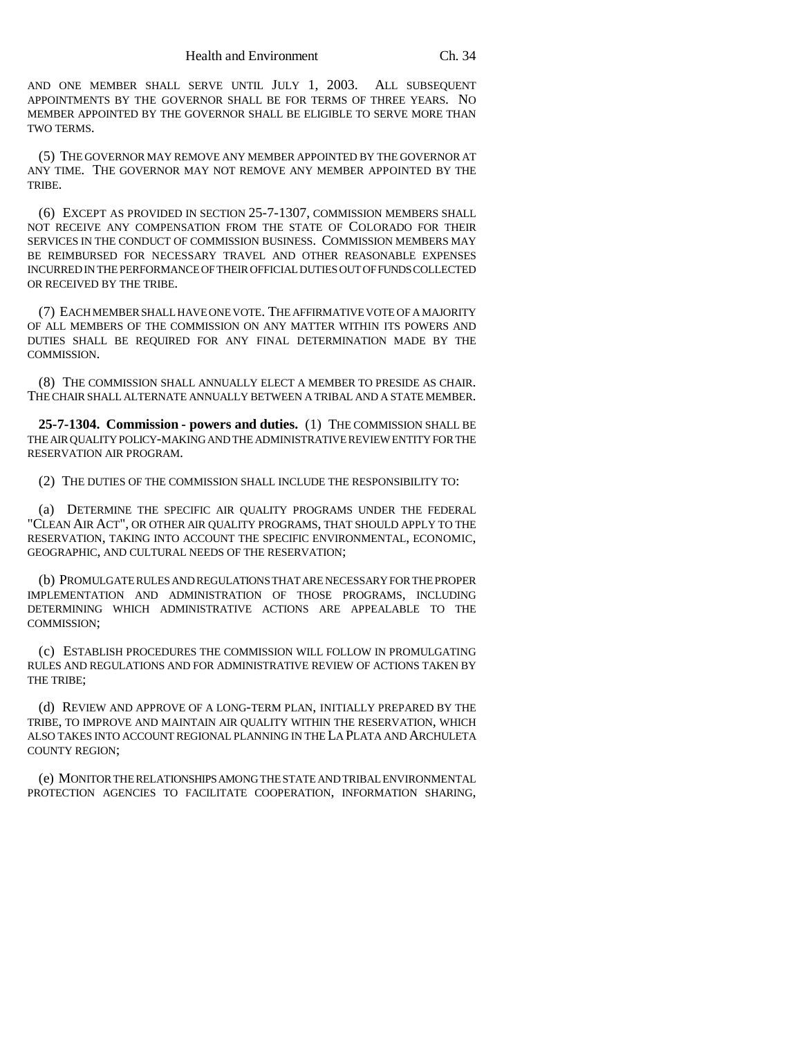AND ONE MEMBER SHALL SERVE UNTIL JULY 1, 2003. ALL SUBSEQUENT APPOINTMENTS BY THE GOVERNOR SHALL BE FOR TERMS OF THREE YEARS. NO MEMBER APPOINTED BY THE GOVERNOR SHALL BE ELIGIBLE TO SERVE MORE THAN TWO TERMS.

(5) THE GOVERNOR MAY REMOVE ANY MEMBER APPOINTED BY THE GOVERNOR AT ANY TIME. THE GOVERNOR MAY NOT REMOVE ANY MEMBER APPOINTED BY THE TRIBE.

(6) EXCEPT AS PROVIDED IN SECTION 25-7-1307, COMMISSION MEMBERS SHALL NOT RECEIVE ANY COMPENSATION FROM THE STATE OF COLORADO FOR THEIR SERVICES IN THE CONDUCT OF COMMISSION BUSINESS. COMMISSION MEMBERS MAY BE REIMBURSED FOR NECESSARY TRAVEL AND OTHER REASONABLE EXPENSES INCURRED IN THE PERFORMANCE OF THEIR OFFICIAL DUTIES OUT OF FUNDS COLLECTED OR RECEIVED BY THE TRIBE.

(7) EACH MEMBER SHALL HAVE ONE VOTE. THE AFFIRMATIVE VOTE OF A MAJORITY OF ALL MEMBERS OF THE COMMISSION ON ANY MATTER WITHIN ITS POWERS AND DUTIES SHALL BE REQUIRED FOR ANY FINAL DETERMINATION MADE BY THE COMMISSION.

(8) THE COMMISSION SHALL ANNUALLY ELECT A MEMBER TO PRESIDE AS CHAIR. THE CHAIR SHALL ALTERNATE ANNUALLY BETWEEN A TRIBAL AND A STATE MEMBER.

**25-7-1304. Commission - powers and duties.** (1) THE COMMISSION SHALL BE THE AIR QUALITY POLICY-MAKING AND THE ADMINISTRATIVE REVIEW ENTITY FOR THE RESERVATION AIR PROGRAM.

(2) THE DUTIES OF THE COMMISSION SHALL INCLUDE THE RESPONSIBILITY TO:

(a) DETERMINE THE SPECIFIC AIR QUALITY PROGRAMS UNDER THE FEDERAL "CLEAN AIR ACT", OR OTHER AIR QUALITY PROGRAMS, THAT SHOULD APPLY TO THE RESERVATION, TAKING INTO ACCOUNT THE SPECIFIC ENVIRONMENTAL, ECONOMIC, GEOGRAPHIC, AND CULTURAL NEEDS OF THE RESERVATION;

(b) PROMULGATE RULES AND REGULATIONS THAT ARE NECESSARY FOR THE PROPER IMPLEMENTATION AND ADMINISTRATION OF THOSE PROGRAMS, INCLUDING DETERMINING WHICH ADMINISTRATIVE ACTIONS ARE APPEALABLE TO THE COMMISSION;

(c) ESTABLISH PROCEDURES THE COMMISSION WILL FOLLOW IN PROMULGATING RULES AND REGULATIONS AND FOR ADMINISTRATIVE REVIEW OF ACTIONS TAKEN BY THE TRIBE;

(d) REVIEW AND APPROVE OF A LONG-TERM PLAN, INITIALLY PREPARED BY THE TRIBE, TO IMPROVE AND MAINTAIN AIR QUALITY WITHIN THE RESERVATION, WHICH ALSO TAKES INTO ACCOUNT REGIONAL PLANNING IN THE LA PLATA AND ARCHULETA COUNTY REGION;

(e) MONITOR THE RELATIONSHIPS AMONG THE STATE AND TRIBAL ENVIRONMENTAL PROTECTION AGENCIES TO FACILITATE COOPERATION, INFORMATION SHARING,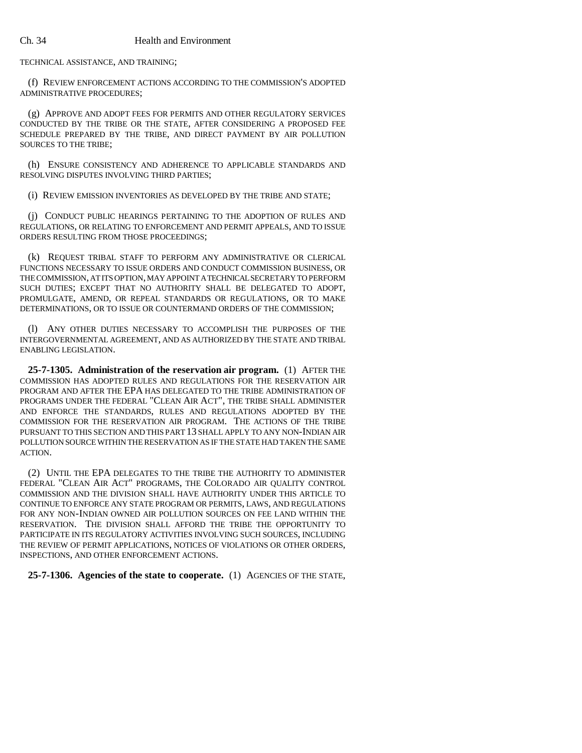TECHNICAL ASSISTANCE, AND TRAINING;

(f) REVIEW ENFORCEMENT ACTIONS ACCORDING TO THE COMMISSION'S ADOPTED ADMINISTRATIVE PROCEDURES;

(g) APPROVE AND ADOPT FEES FOR PERMITS AND OTHER REGULATORY SERVICES CONDUCTED BY THE TRIBE OR THE STATE, AFTER CONSIDERING A PROPOSED FEE SCHEDULE PREPARED BY THE TRIBE, AND DIRECT PAYMENT BY AIR POLLUTION SOURCES TO THE TRIBE;

(h) ENSURE CONSISTENCY AND ADHERENCE TO APPLICABLE STANDARDS AND RESOLVING DISPUTES INVOLVING THIRD PARTIES;

(i) REVIEW EMISSION INVENTORIES AS DEVELOPED BY THE TRIBE AND STATE;

(j) CONDUCT PUBLIC HEARINGS PERTAINING TO THE ADOPTION OF RULES AND REGULATIONS, OR RELATING TO ENFORCEMENT AND PERMIT APPEALS, AND TO ISSUE ORDERS RESULTING FROM THOSE PROCEEDINGS;

(k) REQUEST TRIBAL STAFF TO PERFORM ANY ADMINISTRATIVE OR CLERICAL FUNCTIONS NECESSARY TO ISSUE ORDERS AND CONDUCT COMMISSION BUSINESS, OR THE COMMISSION, AT ITS OPTION, MAY APPOINT A TECHNICAL SECRETARY TO PERFORM SUCH DUTIES; EXCEPT THAT NO AUTHORITY SHALL BE DELEGATED TO ADOPT, PROMULGATE, AMEND, OR REPEAL STANDARDS OR REGULATIONS, OR TO MAKE DETERMINATIONS, OR TO ISSUE OR COUNTERMAND ORDERS OF THE COMMISSION;

(l) ANY OTHER DUTIES NECESSARY TO ACCOMPLISH THE PURPOSES OF THE INTERGOVERNMENTAL AGREEMENT, AND AS AUTHORIZED BY THE STATE AND TRIBAL ENABLING LEGISLATION.

**25-7-1305. Administration of the reservation air program.** (1) AFTER THE COMMISSION HAS ADOPTED RULES AND REGULATIONS FOR THE RESERVATION AIR PROGRAM AND AFTER THE EPA HAS DELEGATED TO THE TRIBE ADMINISTRATION OF PROGRAMS UNDER THE FEDERAL "CLEAN AIR ACT", THE TRIBE SHALL ADMINISTER AND ENFORCE THE STANDARDS, RULES AND REGULATIONS ADOPTED BY THE COMMISSION FOR THE RESERVATION AIR PROGRAM. THE ACTIONS OF THE TRIBE PURSUANT TO THIS SECTION AND THIS PART 13 SHALL APPLY TO ANY NON-INDIAN AIR POLLUTION SOURCE WITHIN THE RESERVATION AS IF THE STATE HAD TAKEN THE SAME ACTION.

(2) UNTIL THE EPA DELEGATES TO THE TRIBE THE AUTHORITY TO ADMINISTER FEDERAL "CLEAN AIR ACT" PROGRAMS, THE COLORADO AIR QUALITY CONTROL COMMISSION AND THE DIVISION SHALL HAVE AUTHORITY UNDER THIS ARTICLE TO CONTINUE TO ENFORCE ANY STATE PROGRAM OR PERMITS, LAWS, AND REGULATIONS FOR ANY NON-INDIAN OWNED AIR POLLUTION SOURCES ON FEE LAND WITHIN THE RESERVATION. THE DIVISION SHALL AFFORD THE TRIBE THE OPPORTUNITY TO PARTICIPATE IN ITS REGULATORY ACTIVITIES INVOLVING SUCH SOURCES, INCLUDING THE REVIEW OF PERMIT APPLICATIONS, NOTICES OF VIOLATIONS OR OTHER ORDERS, INSPECTIONS, AND OTHER ENFORCEMENT ACTIONS.

**25-7-1306. Agencies of the state to cooperate.** (1) AGENCIES OF THE STATE,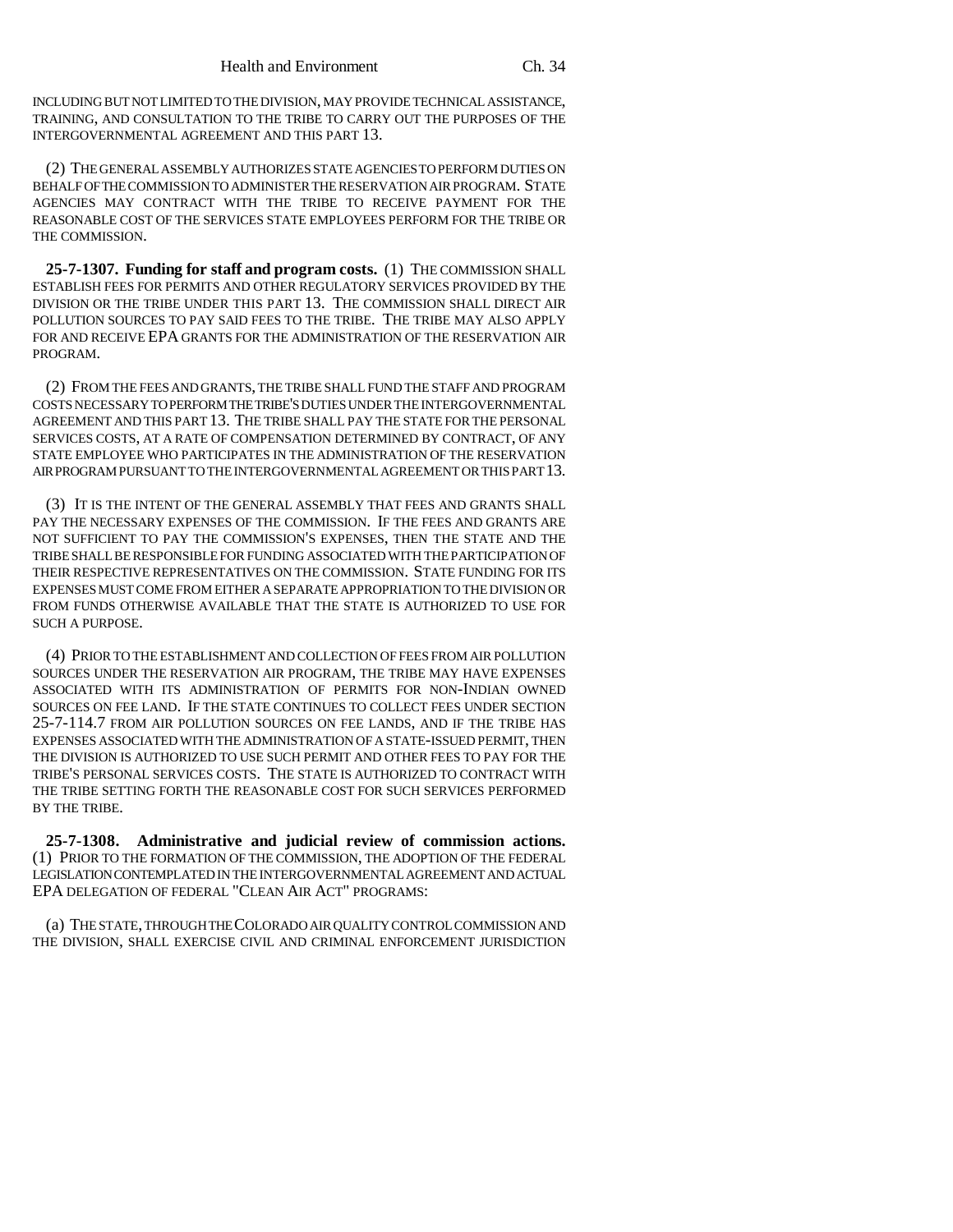INCLUDING BUT NOT LIMITED TO THE DIVISION, MAY PROVIDE TECHNICAL ASSISTANCE, TRAINING, AND CONSULTATION TO THE TRIBE TO CARRY OUT THE PURPOSES OF THE INTERGOVERNMENTAL AGREEMENT AND THIS PART 13.

(2) THE GENERAL ASSEMBLY AUTHORIZES STATE AGENCIES TO PERFORM DUTIES ON BEHALF OF THE COMMISSION TO ADMINISTER THE RESERVATION AIR PROGRAM. STATE AGENCIES MAY CONTRACT WITH THE TRIBE TO RECEIVE PAYMENT FOR THE REASONABLE COST OF THE SERVICES STATE EMPLOYEES PERFORM FOR THE TRIBE OR THE COMMISSION.

**25-7-1307. Funding for staff and program costs.** (1) THE COMMISSION SHALL ESTABLISH FEES FOR PERMITS AND OTHER REGULATORY SERVICES PROVIDED BY THE DIVISION OR THE TRIBE UNDER THIS PART 13. THE COMMISSION SHALL DIRECT AIR POLLUTION SOURCES TO PAY SAID FEES TO THE TRIBE. THE TRIBE MAY ALSO APPLY FOR AND RECEIVE EPA GRANTS FOR THE ADMINISTRATION OF THE RESERVATION AIR PROGRAM.

(2) FROM THE FEES AND GRANTS, THE TRIBE SHALL FUND THE STAFF AND PROGRAM COSTS NECESSARY TO PERFORM THE TRIBE'S DUTIES UNDER THE INTERGOVERNMENTAL AGREEMENT AND THIS PART 13. THE TRIBE SHALL PAY THE STATE FOR THE PERSONAL SERVICES COSTS, AT A RATE OF COMPENSATION DETERMINED BY CONTRACT, OF ANY STATE EMPLOYEE WHO PARTICIPATES IN THE ADMINISTRATION OF THE RESERVATION AIR PROGRAM PURSUANT TO THE INTERGOVERNMENTAL AGREEMENT OR THIS PART 13.

(3) IT IS THE INTENT OF THE GENERAL ASSEMBLY THAT FEES AND GRANTS SHALL PAY THE NECESSARY EXPENSES OF THE COMMISSION. IF THE FEES AND GRANTS ARE NOT SUFFICIENT TO PAY THE COMMISSION'S EXPENSES, THEN THE STATE AND THE TRIBE SHALL BE RESPONSIBLE FOR FUNDING ASSOCIATED WITH THE PARTICIPATION OF THEIR RESPECTIVE REPRESENTATIVES ON THE COMMISSION. STATE FUNDING FOR ITS EXPENSES MUST COME FROM EITHER A SEPARATE APPROPRIATION TO THE DIVISION OR FROM FUNDS OTHERWISE AVAILABLE THAT THE STATE IS AUTHORIZED TO USE FOR SUCH A PURPOSE.

(4) PRIOR TO THE ESTABLISHMENT AND COLLECTION OF FEES FROM AIR POLLUTION SOURCES UNDER THE RESERVATION AIR PROGRAM, THE TRIBE MAY HAVE EXPENSES ASSOCIATED WITH ITS ADMINISTRATION OF PERMITS FOR NON-INDIAN OWNED SOURCES ON FEE LAND. IF THE STATE CONTINUES TO COLLECT FEES UNDER SECTION 25-7-114.7 FROM AIR POLLUTION SOURCES ON FEE LANDS, AND IF THE TRIBE HAS EXPENSES ASSOCIATED WITH THE ADMINISTRATION OF A STATE-ISSUED PERMIT, THEN THE DIVISION IS AUTHORIZED TO USE SUCH PERMIT AND OTHER FEES TO PAY FOR THE TRIBE'S PERSONAL SERVICES COSTS. THE STATE IS AUTHORIZED TO CONTRACT WITH THE TRIBE SETTING FORTH THE REASONABLE COST FOR SUCH SERVICES PERFORMED BY THE TRIBE.

**25-7-1308. Administrative and judicial review of commission actions.** (1) PRIOR TO THE FORMATION OF THE COMMISSION, THE ADOPTION OF THE FEDERAL LEGISLATION CONTEMPLATED IN THE INTERGOVERNMENTAL AGREEMENT AND ACTUAL EPA DELEGATION OF FEDERAL "CLEAN AIR ACT" PROGRAMS:

(a) THE STATE, THROUGH THE COLORADO AIR QUALITY CONTROL COMMISSION AND THE DIVISION, SHALL EXERCISE CIVIL AND CRIMINAL ENFORCEMENT JURISDICTION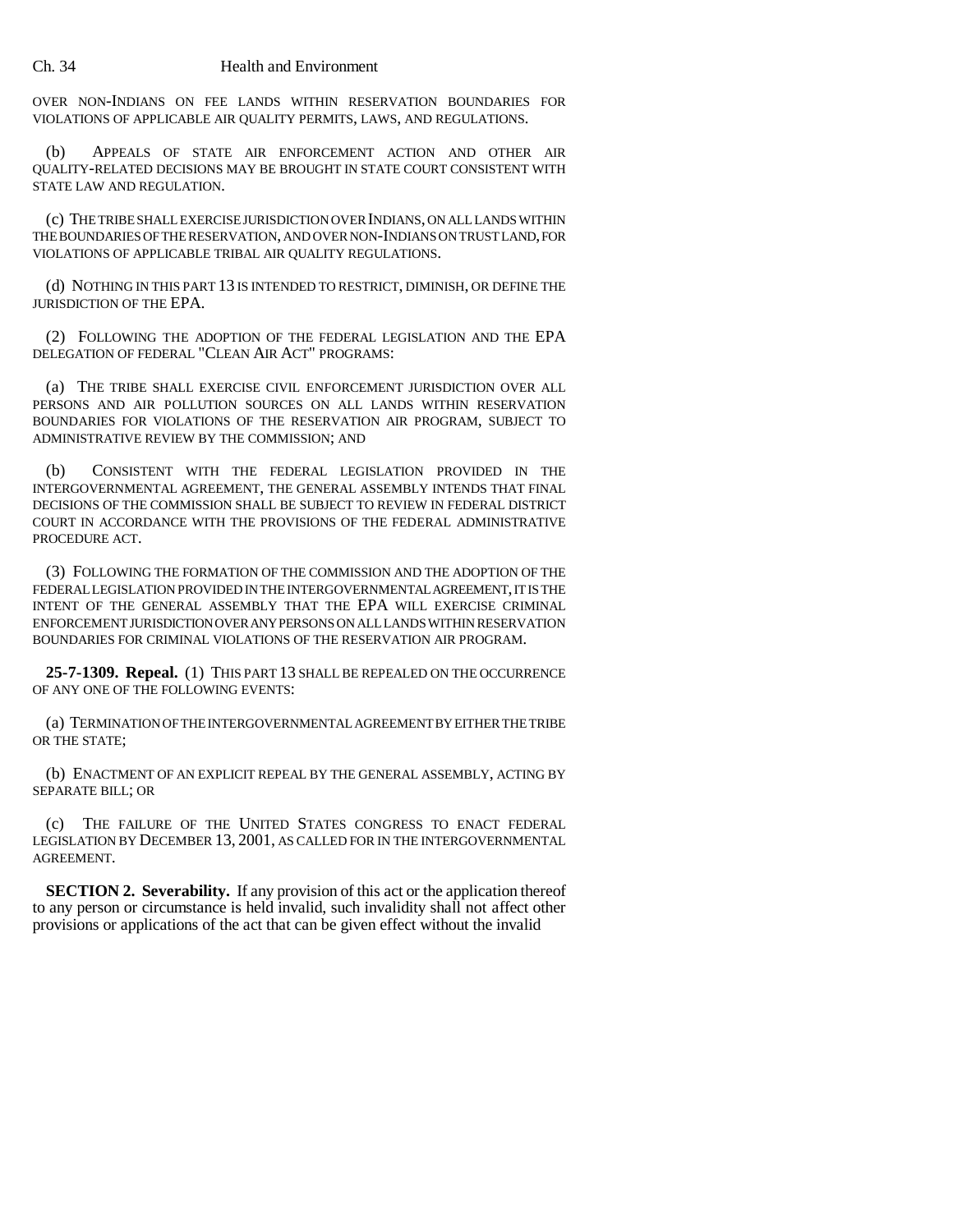OVER NON-INDIANS ON FEE LANDS WITHIN RESERVATION BOUNDARIES FOR VIOLATIONS OF APPLICABLE AIR QUALITY PERMITS, LAWS, AND REGULATIONS.

(b) APPEALS OF STATE AIR ENFORCEMENT ACTION AND OTHER AIR QUALITY-RELATED DECISIONS MAY BE BROUGHT IN STATE COURT CONSISTENT WITH STATE LAW AND REGULATION.

(c) THE TRIBE SHALL EXERCISE JURISDICTION OVER INDIANS, ON ALL LANDS WITHIN THE BOUNDARIES OF THE RESERVATION, AND OVER NON-INDIANS ON TRUST LAND, FOR VIOLATIONS OF APPLICABLE TRIBAL AIR QUALITY REGULATIONS.

(d) NOTHING IN THIS PART 13 IS INTENDED TO RESTRICT, DIMINISH, OR DEFINE THE JURISDICTION OF THE EPA.

(2) FOLLOWING THE ADOPTION OF THE FEDERAL LEGISLATION AND THE EPA DELEGATION OF FEDERAL "CLEAN AIR ACT" PROGRAMS:

(a) THE TRIBE SHALL EXERCISE CIVIL ENFORCEMENT JURISDICTION OVER ALL PERSONS AND AIR POLLUTION SOURCES ON ALL LANDS WITHIN RESERVATION BOUNDARIES FOR VIOLATIONS OF THE RESERVATION AIR PROGRAM, SUBJECT TO ADMINISTRATIVE REVIEW BY THE COMMISSION; AND

(b) CONSISTENT WITH THE FEDERAL LEGISLATION PROVIDED IN THE INTERGOVERNMENTAL AGREEMENT, THE GENERAL ASSEMBLY INTENDS THAT FINAL DECISIONS OF THE COMMISSION SHALL BE SUBJECT TO REVIEW IN FEDERAL DISTRICT COURT IN ACCORDANCE WITH THE PROVISIONS OF THE FEDERAL ADMINISTRATIVE PROCEDURE ACT.

(3) FOLLOWING THE FORMATION OF THE COMMISSION AND THE ADOPTION OF THE FEDERAL LEGISLATION PROVIDED IN THE INTERGOVERNMENTAL AGREEMENT, IT IS THE INTENT OF THE GENERAL ASSEMBLY THAT THE EPA WILL EXERCISE CRIMINAL ENFORCEMENT JURISDICTION OVER ANY PERSONS ON ALL LANDS WITHIN RESERVATION BOUNDARIES FOR CRIMINAL VIOLATIONS OF THE RESERVATION AIR PROGRAM.

**25-7-1309. Repeal.** (1) THIS PART 13 SHALL BE REPEALED ON THE OCCURRENCE OF ANY ONE OF THE FOLLOWING EVENTS:

(a) TERMINATION OF THE INTERGOVERNMENTAL AGREEMENT BY EITHER THE TRIBE OR THE STATE;

(b) ENACTMENT OF AN EXPLICIT REPEAL BY THE GENERAL ASSEMBLY, ACTING BY SEPARATE BILL; OR

(c) THE FAILURE OF THE UNITED STATES CONGRESS TO ENACT FEDERAL LEGISLATION BY DECEMBER 13, 2001, AS CALLED FOR IN THE INTERGOVERNMENTAL AGREEMENT.

**SECTION 2. Severability.** If any provision of this act or the application thereof to any person or circumstance is held invalid, such invalidity shall not affect other provisions or applications of the act that can be given effect without the invalid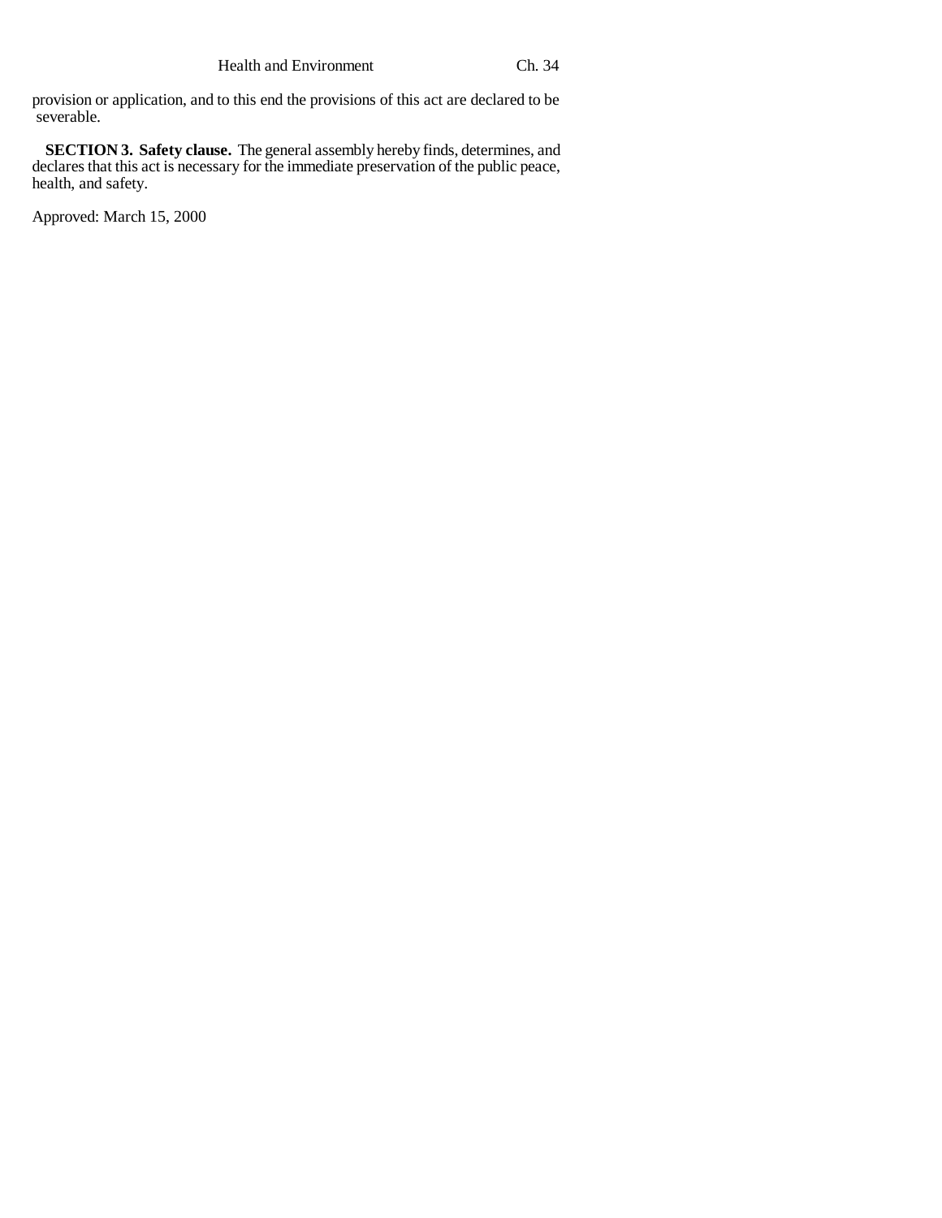provision or application, and to this end the provisions of this act are declared to be severable.

**SECTION 3. Safety clause.** The general assembly hereby finds, determines, and declares that this act is necessary for the immediate preservation of the public peace, health, and safety.

Approved: March 15, 2000